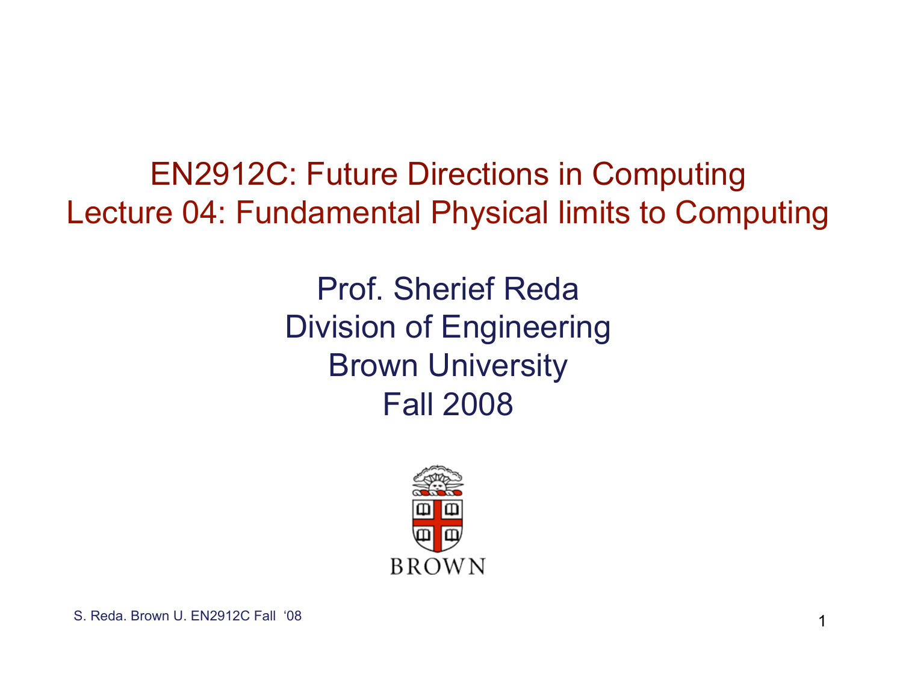# EN2912C: Future Directions in Computing
# Lecture 04: Fundamental Physical limits to Computing

Prof. Sherief Reda
Division of Engineering
Brown University
Fall 2008

BROWN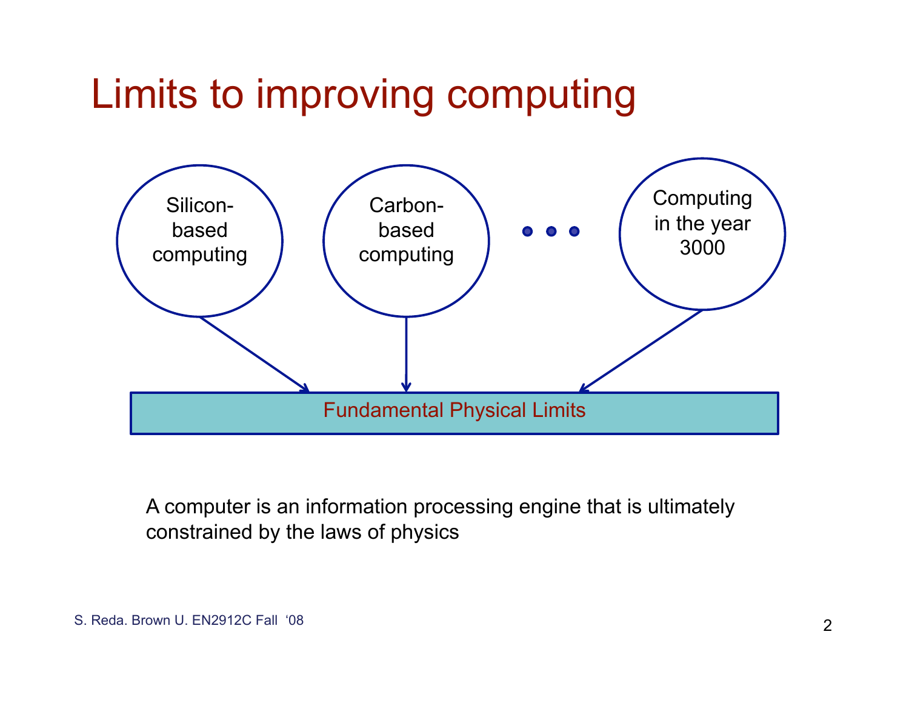# Limits to improving computing

Silicon-based computing

Carbon-based computing

• • •

Computing in the year 3000

Fundamental Physical Limits

A computer is an information processing engine that is ultimately constrained by the laws of physics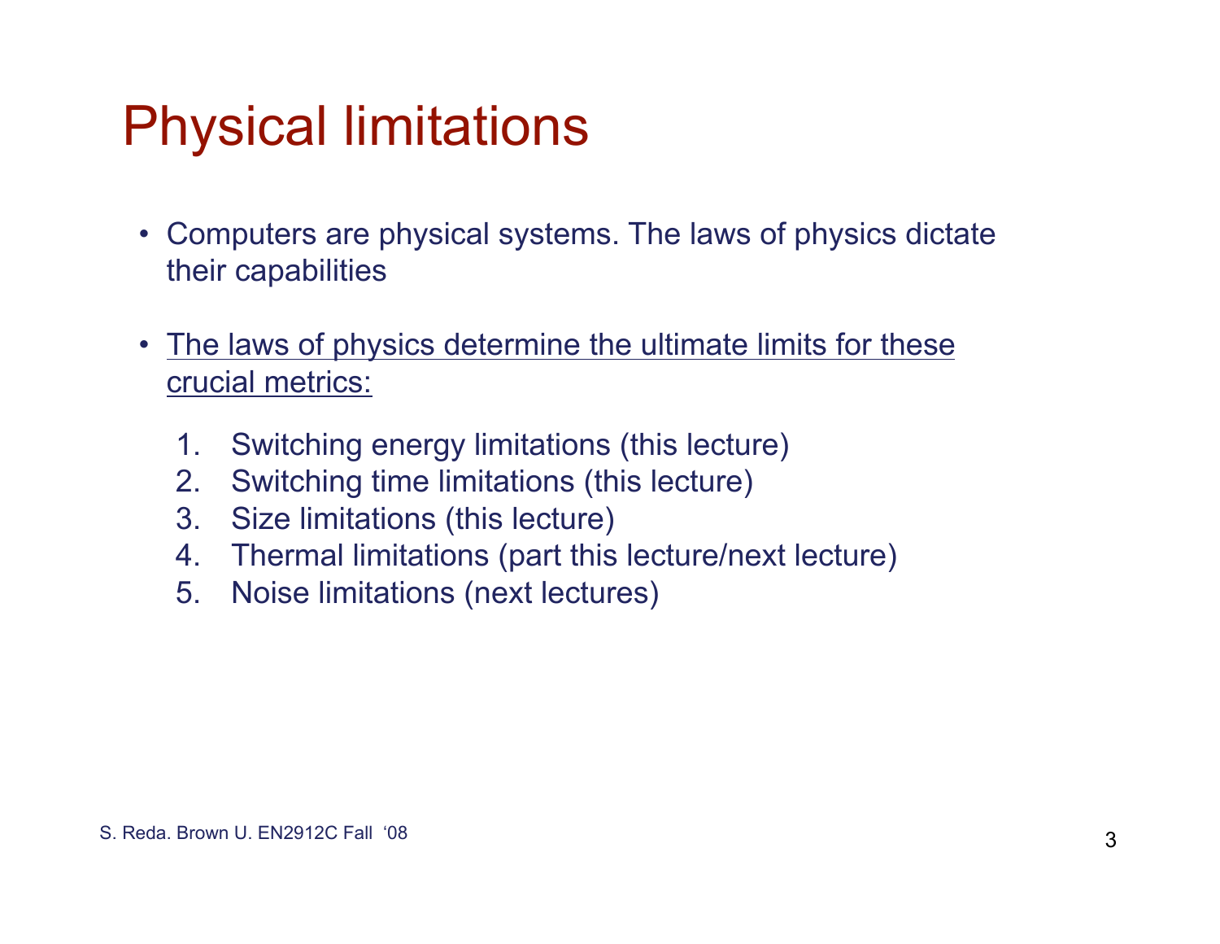# Physical limitations

- Computers are physical systems. The laws of physics dictate their capabilities

- The laws of physics determine the ultimate limits for these crucial metrics:

  1. Switching energy limitations (this lecture)
  2. Switching time limitations (this lecture)
  3. Size limitations (this lecture)
  4. Thermal limitations (part this lecture/next lecture)
  5. Noise limitations (next lectures)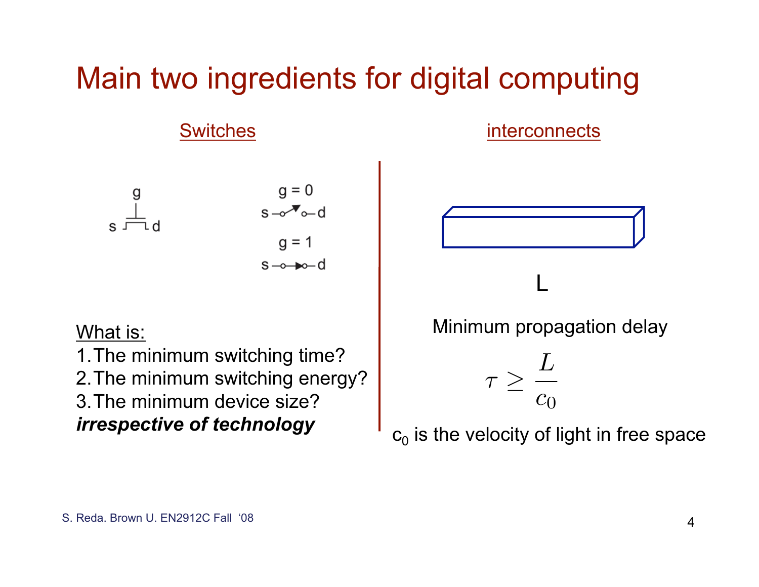# Main two ingredients for digital computing

## Switches

g

s d

g = 0

s d

g = 1

s d

What is:

1. The minimum switching time?
2. The minimum switching energy?
3. The minimum device size?

***irrespective of technology***

## interconnects

L

Minimum propagation delay

$$\tau \geq \frac{L}{c_0}$$

$c_0$ is the velocity of light in free space

S. Reda. Brown U. EN2912C Fall '08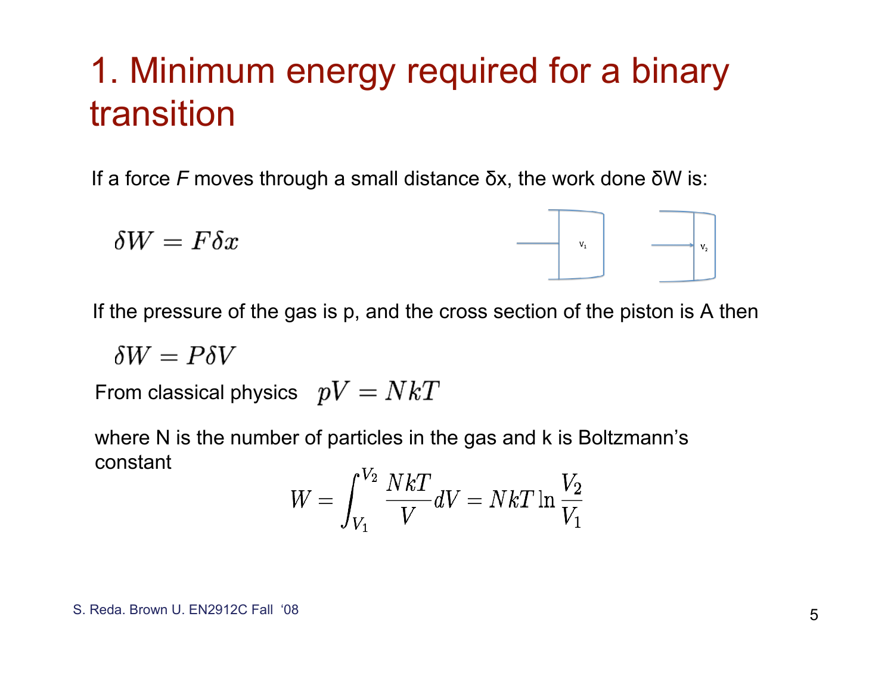# 1. Minimum energy required for a binary transition

If a force *F* moves through a small distance δx, the work done δW is:

$$\delta W = F\delta x$$

If the pressure of the gas is p, and the cross section of the piston is A then

$$\delta W = P\delta V$$

From classical physics $pV = NkT$

where N is the number of particles in the gas and k is Boltzmann's constant

$$W = \int_{V_1}^{V_2} \frac{NkT}{V} dV = NkT \ln \frac{V_2}{V_1}$$

S. Reda. Brown U. EN2912C Fall '08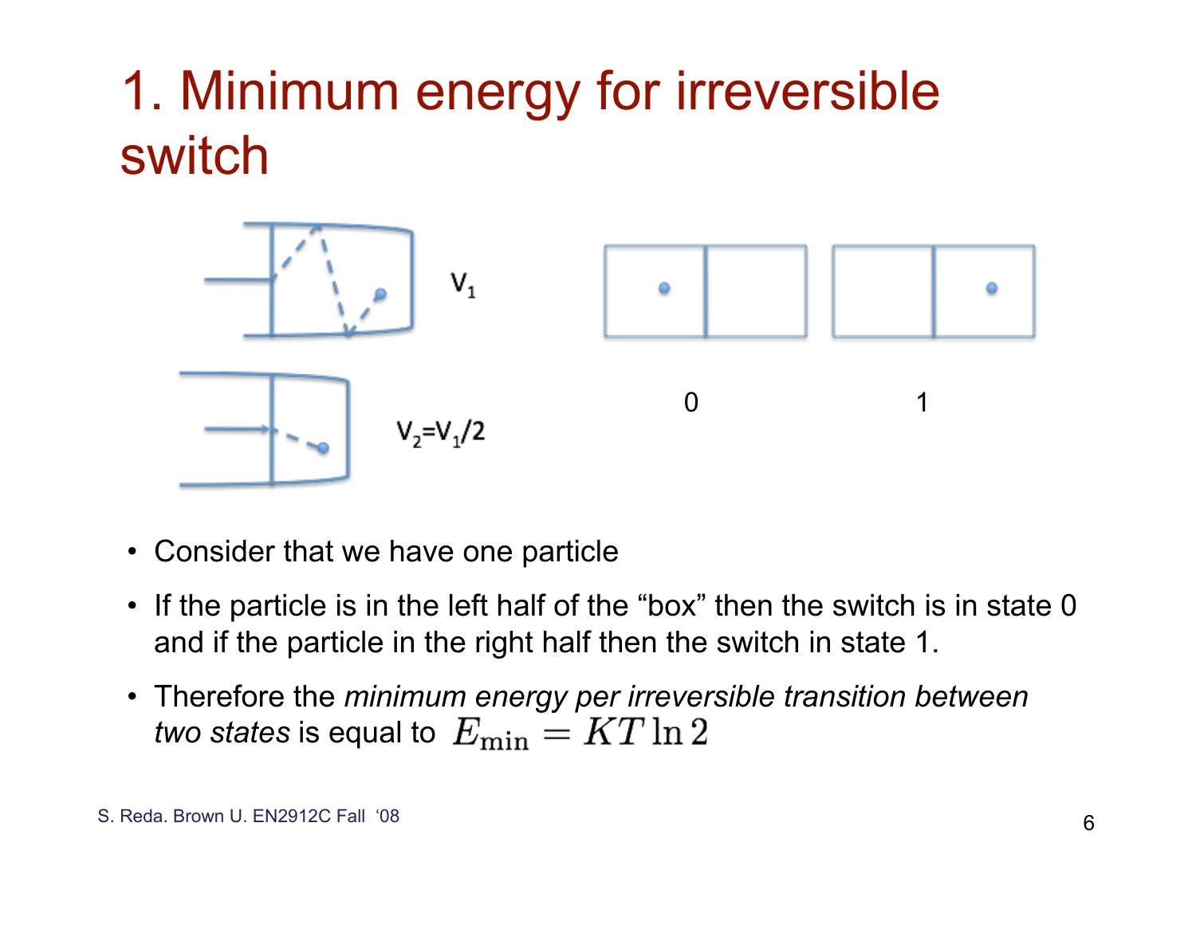# 1. Minimum energy for irreversible switch

$V_1$

$V_2=V_1/2$

0 1

- Consider that we have one particle
- If the particle is in the left half of the "box" then the switch is in state 0 and if the particle in the right half then the switch in state 1.
- Therefore the *minimum energy per irreversible transition between two states* is equal to $E_{\min} = KT \ln 2$

S. Reda. Brown U. EN2912C Fall '08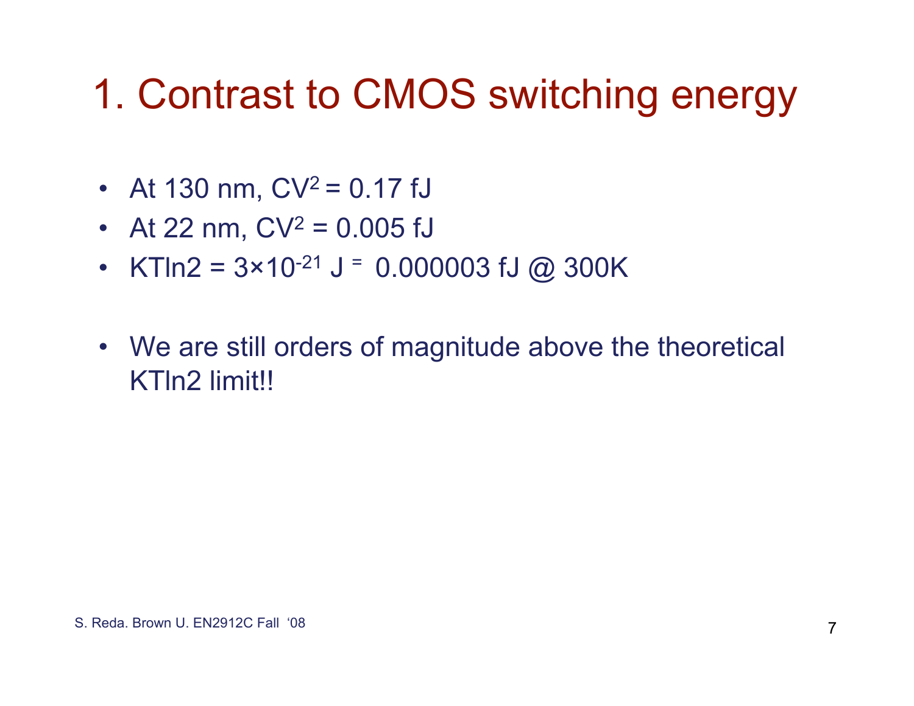# 1. Contrast to CMOS switching energy

- At 130 nm, $CV^2 = 0.17$ fJ
- At 22 nm, $CV^2 = 0.005$ fJ
- $KT\ln 2 = 3\times10^{-21}$ J = 0.000003 fJ @ 300K

- We are still orders of magnitude above the theoretical $KT\ln 2$ limit!!

S. Reda. Brown U. EN2912C Fall '08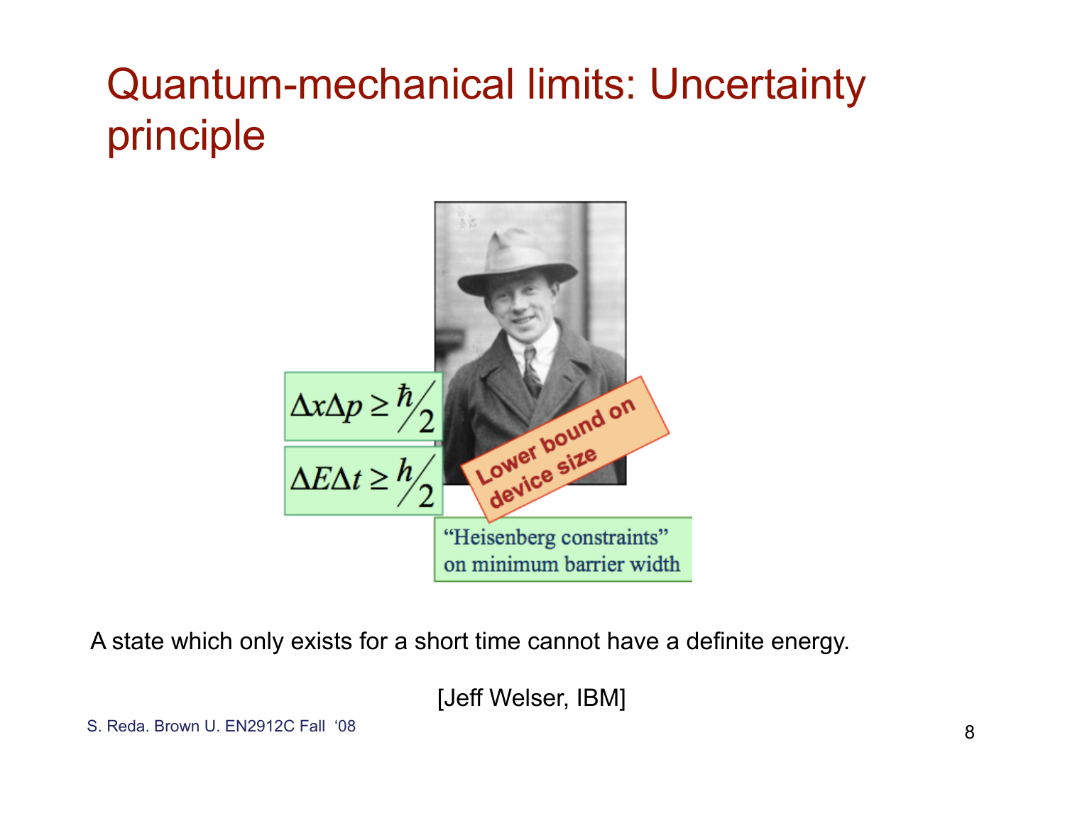# Quantum-mechanical limits: Uncertainty principle

$$\Delta x \Delta p \geq \hbar/2$$

$$\Delta E \Delta t \geq h/2$$

Lower bound on device size

"Heisenberg constraints" on minimum barrier width

A state which only exists for a short time cannot have a definite energy.

[Jeff Welser, IBM]

S. Reda. Brown U. EN2912C Fall '08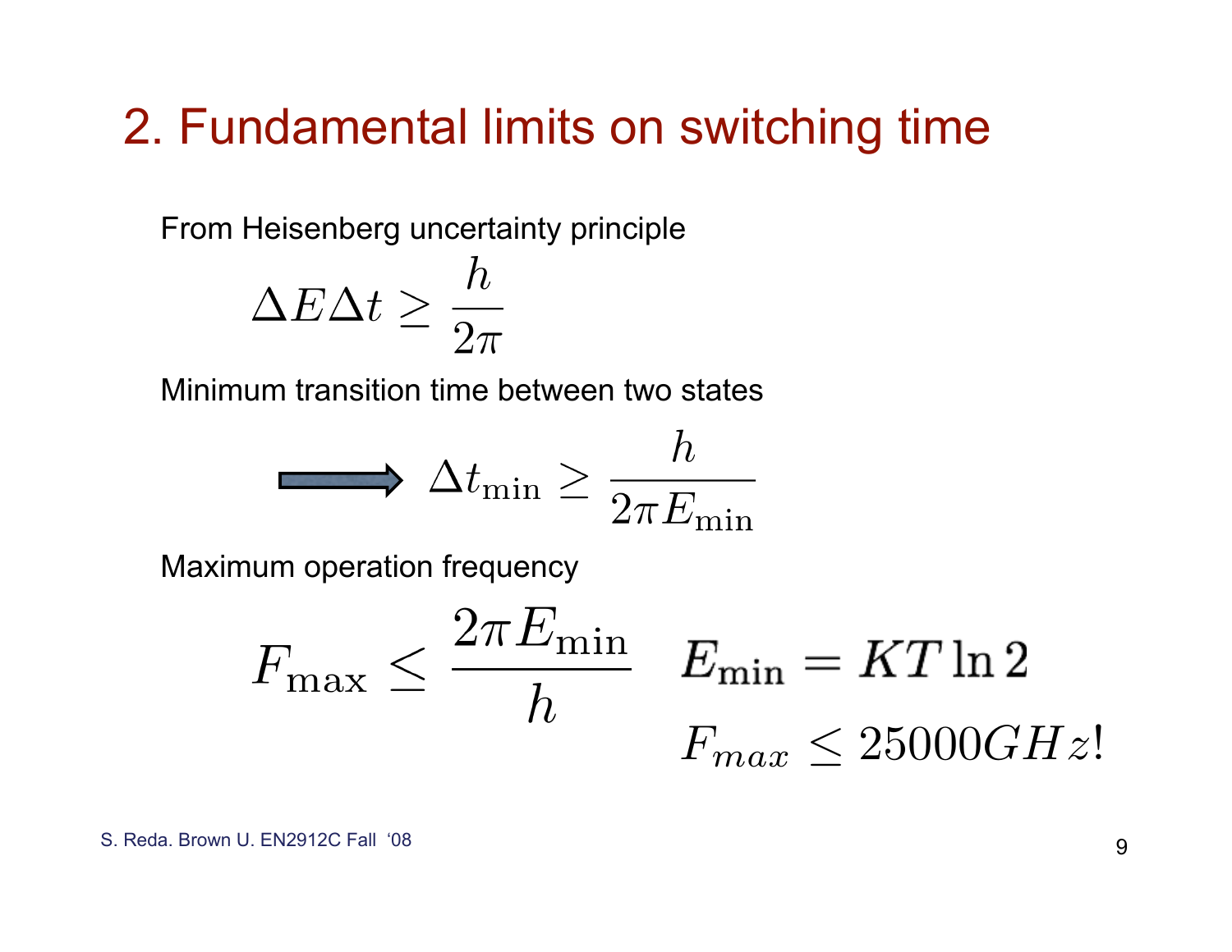## 2. Fundamental limits on switching time

From Heisenberg uncertainty principle

$$\Delta E \Delta t \geq \frac{h}{2\pi}$$

Minimum transition time between two states

$$\Longrightarrow \Delta t_{\min} \geq \frac{h}{2\pi E_{\min}}$$

Maximum operation frequency

$$F_{\max} \leq \frac{2\pi E_{\min}}{h} \quad E_{\min} = KT \ln 2$$

$$F_{max} \leq 25000GHz!$$

S. Reda. Brown U. EN2912C Fall '08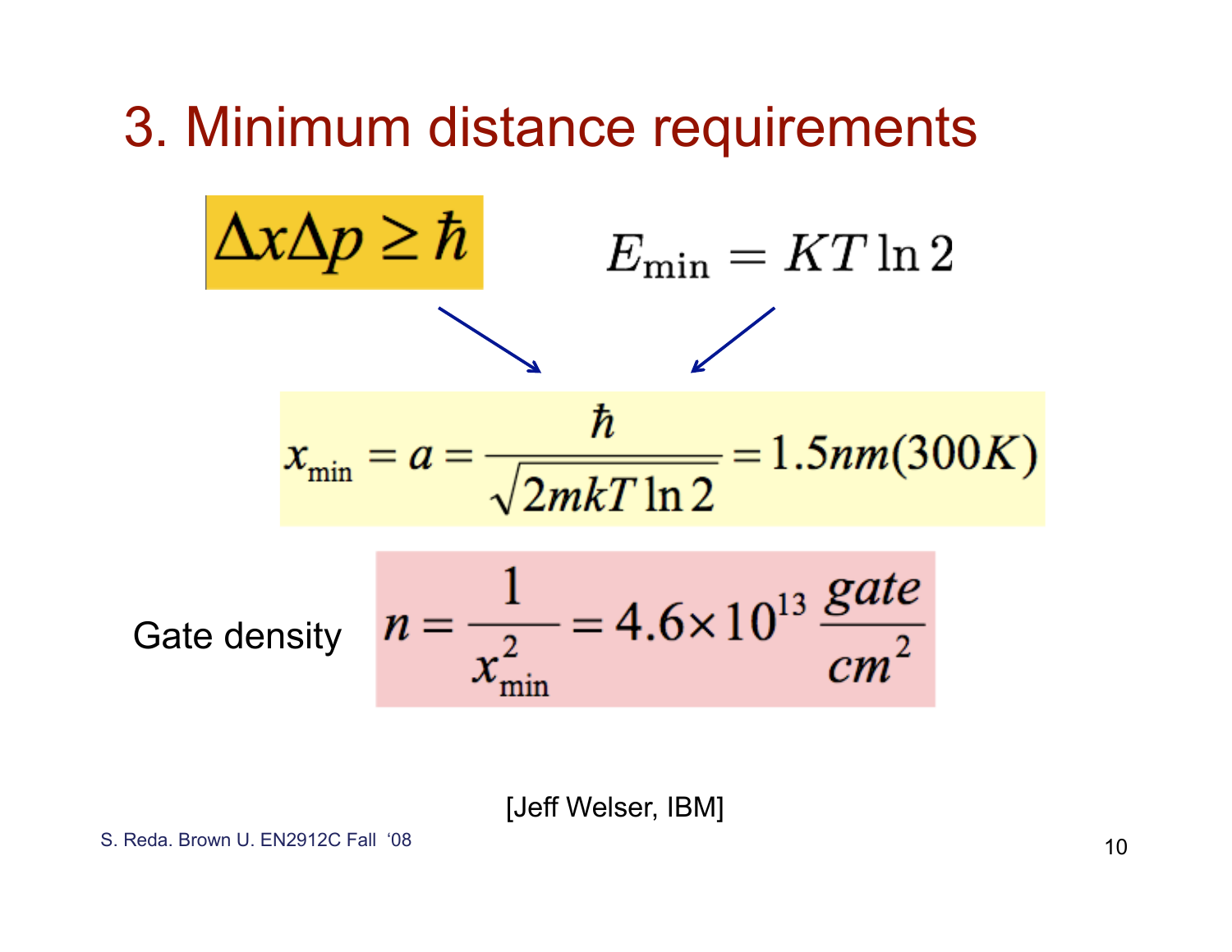# 3. Minimum distance requirements

$$\Delta x \Delta p \geq \hbar$$

$$E_{\min} = KT \ln 2$$

$$x_{\min} = a = \frac{\hbar}{\sqrt{2mkT\ln 2}} = 1.5nm(300K)$$

Gate density $$n = \frac{1}{x_{\min}^2} = 4.6 \times 10^{13} \frac{gate}{cm^2}$$

[Jeff Welser, IBM]

S. Reda. Brown U. EN2912C Fall '08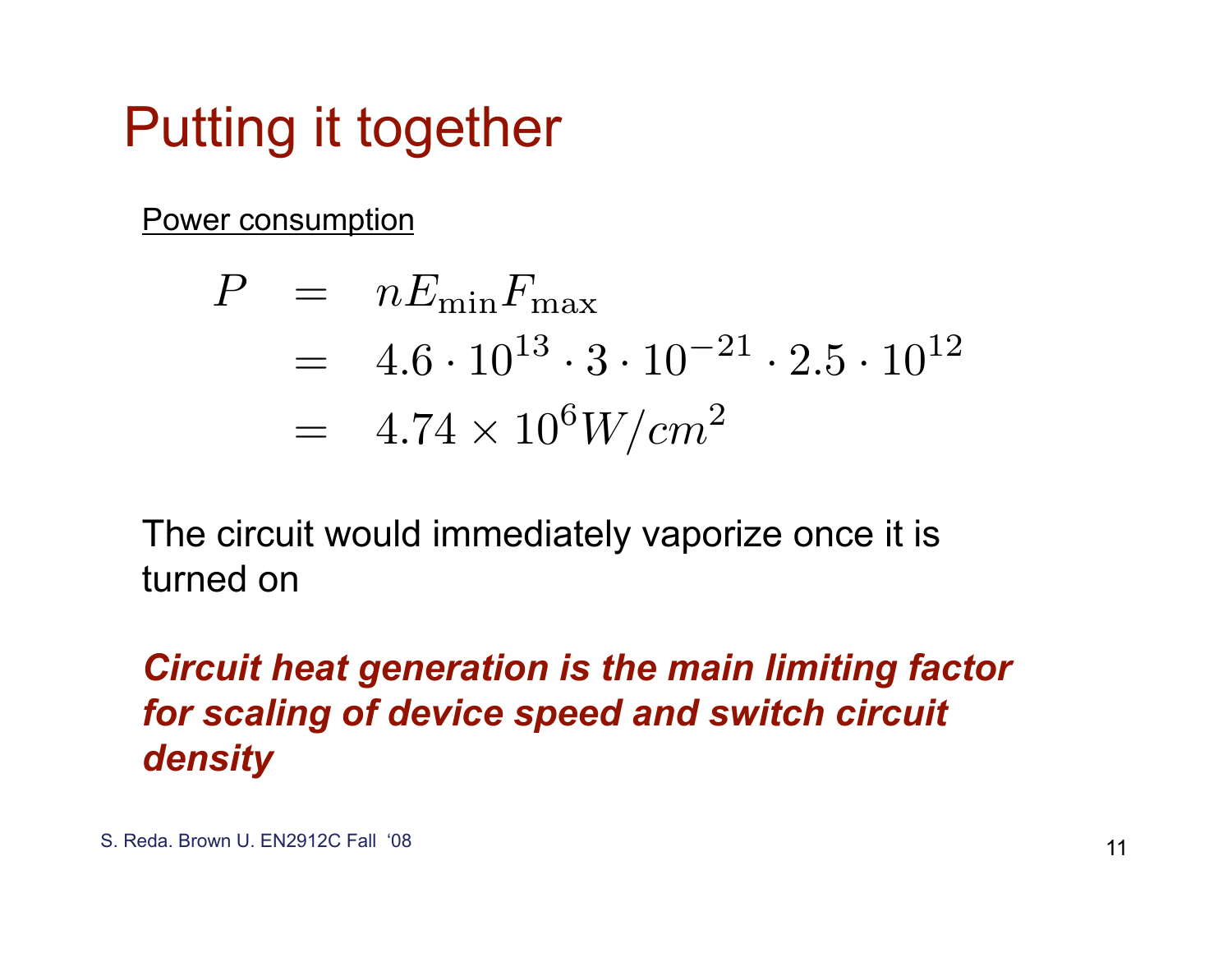# Putting it together

Power consumption

$$
\begin{aligned}
P &= nE_{\min}F_{\max} \\
&= 4.6 \cdot 10^{13} \cdot 3 \cdot 10^{-21} \cdot 2.5 \cdot 10^{12} \\
&= 4.74 \times 10^{6} W/cm^{2}
\end{aligned}
$$

The circuit would immediately vaporize once it is turned on

***Circuit heat generation is the main limiting factor for scaling of device speed and switch circuit density***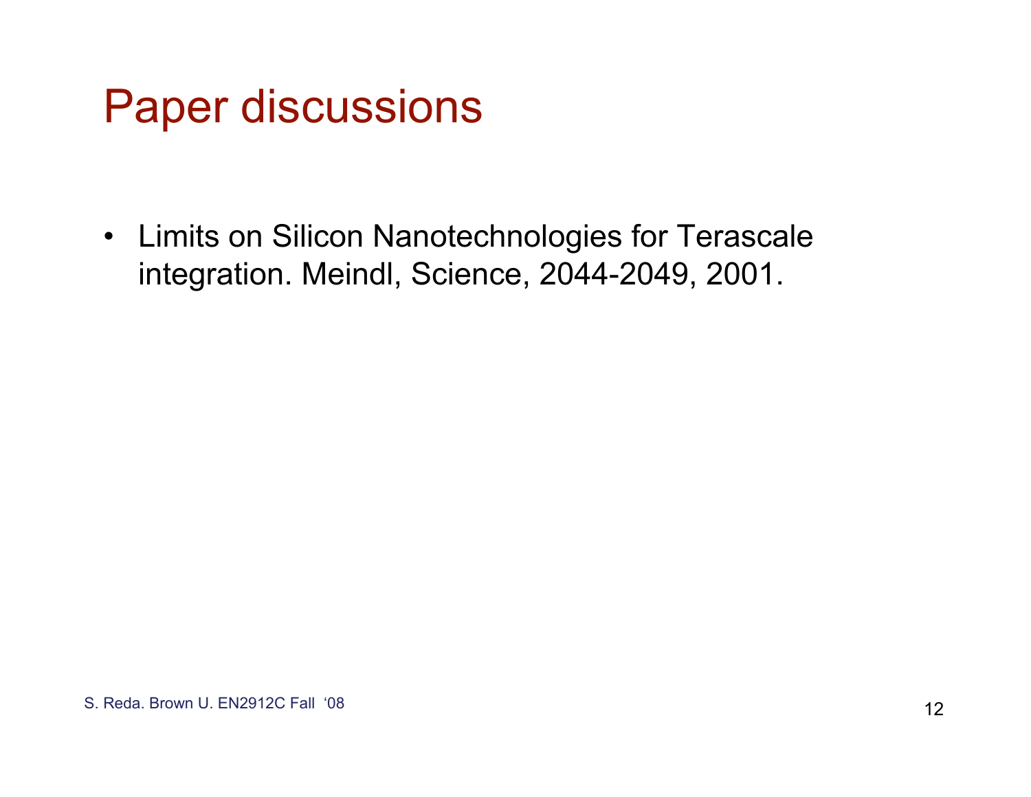# Paper discussions

- Limits on Silicon Nanotechnologies for Terascale integration. Meindl, Science, 2044-2049, 2001.